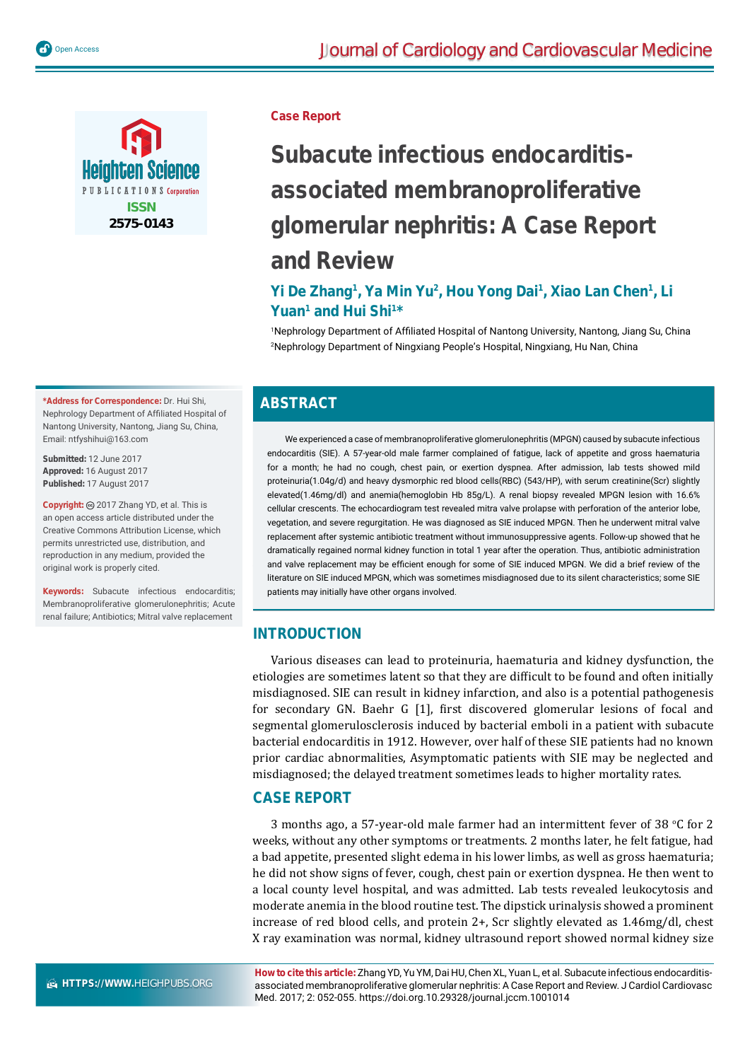Case Report

# Subacute infectious endocarditis-associated membranoproliferative glomerular nephritis: A Case Report and Review

**Yi De Zhang[1], Ya Min Yu[2], Hou Yong Dai[1], Xiao Lan Chen[1], Li Yuan[1] and Hui Shi[1]***

[1]Nephrology Department of Affiliated Hospital of Nantong University, Nantong, Jiang Su, China
[2]Nephrology Department of Ningxiang People's Hospital, Ningxiang, Hu Nan, China

**\*Address for Correspondence:** Dr. Hui Shi, Nephrology Department of Affiliated Hospital of Nantong University, Nantong, Jiang Su, China, Email: ntfyshihui@163.com

**Submitted:** 12 June 2017
**Approved:** 16 August 2017
**Published:** 17 August 2017

**Copyright:** © 2017 Zhang YD, et al. This is an open access article distributed under the Creative Commons Attribution License, which permits unrestricted use, distribution, and reproduction in any medium, provided the original work is properly cited.

**Keywords:** Subacute infectious endocarditis; Membranoproliferative glomerulonephritis; Acute renal failure; Antibiotics; Mitral valve replacement

**How to cite this article:** Zhang YD, Yu YM, Dai HU, Chen XL, Yuan L, et al. Subacute infectious endocarditis-associated membranoproliferative glomerular nephritis: A Case Report and Review. J Cardiol Cardiovasc Med. 2017; 2: 052-055. https://doi.org/10.29328/journal.jccm.1001014

## ABSTRACT

We experienced a case of membranoproliferative glomerulonephritis (MPGN) caused by subacute infectious endocarditis (SIE). A 57-year-old male farmer complained of fatigue, lack of appetite and gross haematuria for a month; he had no cough, chest pain, or exertion dyspnea. After admission, lab tests showed mild proteinuria(1.04g/d) and heavy dysmorphic red blood cells(RBC) (543/HP), with serum creatinine(Scr) slightly elevated(1.46mg/dl) and anemia(hemoglobin Hb 85g/L). A renal biopsy revealed MPGN lesion with 16.6% cellular crescents. The echocardiogram test revealed mitra valve prolapse with perforation of the anterior lobe, vegetation, and severe regurgitation. He was diagnosed as SIE induced MPGN. Then he underwent mitral valve replacement after systemic antibiotic treatment without immunosuppressive agents. Follow-up showed that he dramatically regained normal kidney function in total 1 year after the operation. Thus, antibiotic administration and valve replacement may be efficient enough for some of SIE induced MPGN. We did a brief review of the literature on SIE induced MPGN, which was sometimes misdiagnosed due to its silent characteristics; some SIE patients may initially have other organs involved.

## INTRODUCTION

Various diseases can lead to proteinuria, haematuria and kidney dysfunction, the etiologies are sometimes latent so that they are difficult to be found and often initially misdiagnosed. SIE can result in kidney infarction, and also is a potential pathogenesis for secondary GN. Baehr G [1], first discovered glomerular lesions of focal and segmental glomerulosclerosis induced by bacterial emboli in a patient with subacute bacterial endocarditis in 1912. However, over half of these SIE patients had no known prior cardiac abnormalities, Asymptomatic patients with SIE may be neglected and misdiagnosed; the delayed treatment sometimes leads to higher mortality rates.

## CASE REPORT

3 months ago, a 57-year-old male farmer had an intermittent fever of 38 °C for 2 weeks, without any other symptoms or treatments. 2 months later, he felt fatigue, had a bad appetite, presented slight edema in his lower limbs, as well as gross haematuria; he did not show signs of fever, cough, chest pain or exertion dyspnea. He then went to a local county level hospital, and was admitted. Lab tests revealed leukocytosis and moderate anemia in the blood routine test. The dipstick urinalysis showed a prominent increase of red blood cells, and protein 2+, Scr slightly elevated as 1.46mg/dl, chest X ray examination was normal, kidney ultrasound report showed normal kidney size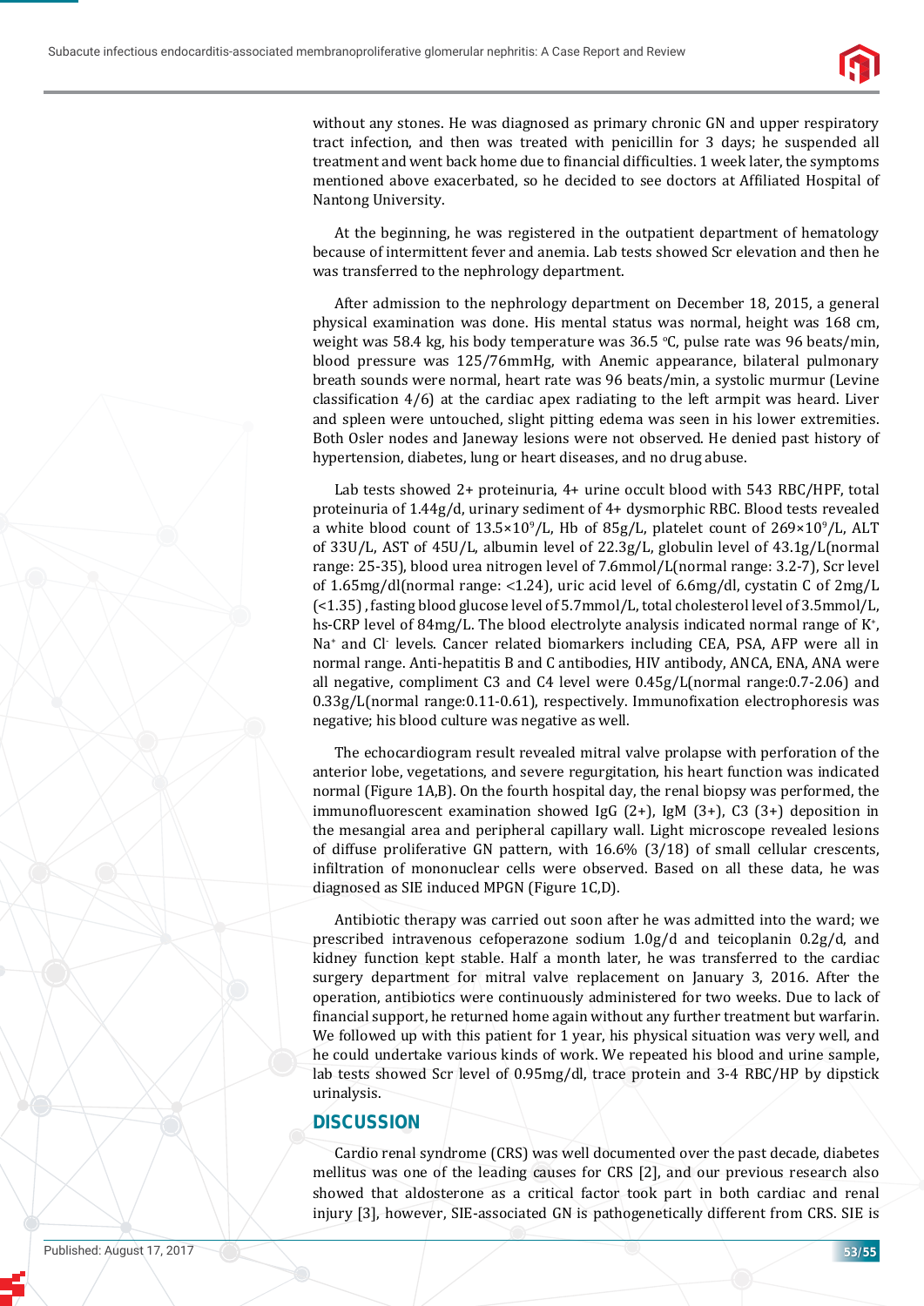without any stones. He was diagnosed as primary chronic GN and upper respiratory tract infection, and then was treated with penicillin for 3 days; he suspended all treatment and went back home due to financial difficulties. 1 week later, the symptoms mentioned above exacerbated, so he decided to see doctors at Affiliated Hospital of Nantong University.

At the beginning, he was registered in the outpatient department of hematology because of intermittent fever and anemia. Lab tests showed Scr elevation and then he was transferred to the nephrology department.

After admission to the nephrology department on December 18, 2015, a general physical examination was done. His mental status was normal, height was 168 cm, weight was 58.4 kg, his body temperature was 36.5 °C, pulse rate was 96 beats/min, blood pressure was 125/76mmHg, with Anemic appearance, bilateral pulmonary breath sounds were normal, heart rate was 96 beats/min, a systolic murmur (Levine classification 4/6) at the cardiac apex radiating to the left armpit was heard. Liver and spleen were untouched, slight pitting edema was seen in his lower extremities. Both Osler nodes and Janeway lesions were not observed. He denied past history of hypertension, diabetes, lung or heart diseases, and no drug abuse.

Lab tests showed 2+ proteinuria, 4+ urine occult blood with 543 RBC/HPF, total proteinuria of 1.44g/d, urinary sediment of 4+ dysmorphic RBC. Blood tests revealed a white blood count of $13.5 \times 10^9$/L, Hb of 85g/L, platelet count of $269 \times 10^9$/L, ALT of 33U/L, AST of 45U/L, albumin level of 22.3g/L, globulin level of 43.1g/L(normal range: 25-35), blood urea nitrogen level of 7.6mmol/L(normal range: 3.2-7), Scr level of 1.65mg/dl(normal range: <1.24), uric acid level of 6.6mg/dl, cystatin C of 2mg/L (<1.35) , fasting blood glucose level of 5.7mmol/L, total cholesterol level of 3.5mmol/L, hs-CRP level of 84mg/L. The blood electrolyte analysis indicated normal range of $K^+$, $Na^+$ and $Cl^-$ levels. Cancer related biomarkers including CEA, PSA, AFP were all in normal range. Anti-hepatitis B and C antibodies, HIV antibody, ANCA, ENA, ANA were all negative, compliment C3 and C4 level were 0.45g/L(normal range:0.7-2.06) and 0.33g/L(normal range:0.11-0.61), respectively. Immunofixation electrophoresis was negative; his blood culture was negative as well.

The echocardiogram result revealed mitral valve prolapse with perforation of the anterior lobe, vegetations, and severe regurgitation, his heart function was indicated normal (Figure 1A,B). On the fourth hospital day, the renal biopsy was performed, the immunofluorescent examination showed IgG (2+), IgM (3+), C3 (3+) deposition in the mesangial area and peripheral capillary wall. Light microscope revealed lesions of diffuse proliferative GN pattern, with 16.6% (3/18) of small cellular crescents, infiltration of mononuclear cells were observed. Based on all these data, he was diagnosed as SIE induced MPGN (Figure 1C,D).

Antibiotic therapy was carried out soon after he was admitted into the ward; we prescribed intravenous cefoperazone sodium 1.0g/d and teicoplanin 0.2g/d, and kidney function kept stable. Half a month later, he was transferred to the cardiac surgery department for mitral valve replacement on January 3, 2016. After the operation, antibiotics were continuously administered for two weeks. Due to lack of financial support, he returned home again without any further treatment but warfarin. We followed up with this patient for 1 year, his physical situation was very well, and he could undertake various kinds of work. We repeated his blood and urine sample, lab tests showed Scr level of 0.95mg/dl, trace protein and 3-4 RBC/HP by dipstick urinalysis.

## DISCUSSION

Cardio renal syndrome (CRS) was well documented over the past decade, diabetes mellitus was one of the leading causes for CRS [2], and our previous research also showed that aldosterone as a critical factor took part in both cardiac and renal injury [3], however, SIE-associated GN is pathogenetically different from CRS. SIE is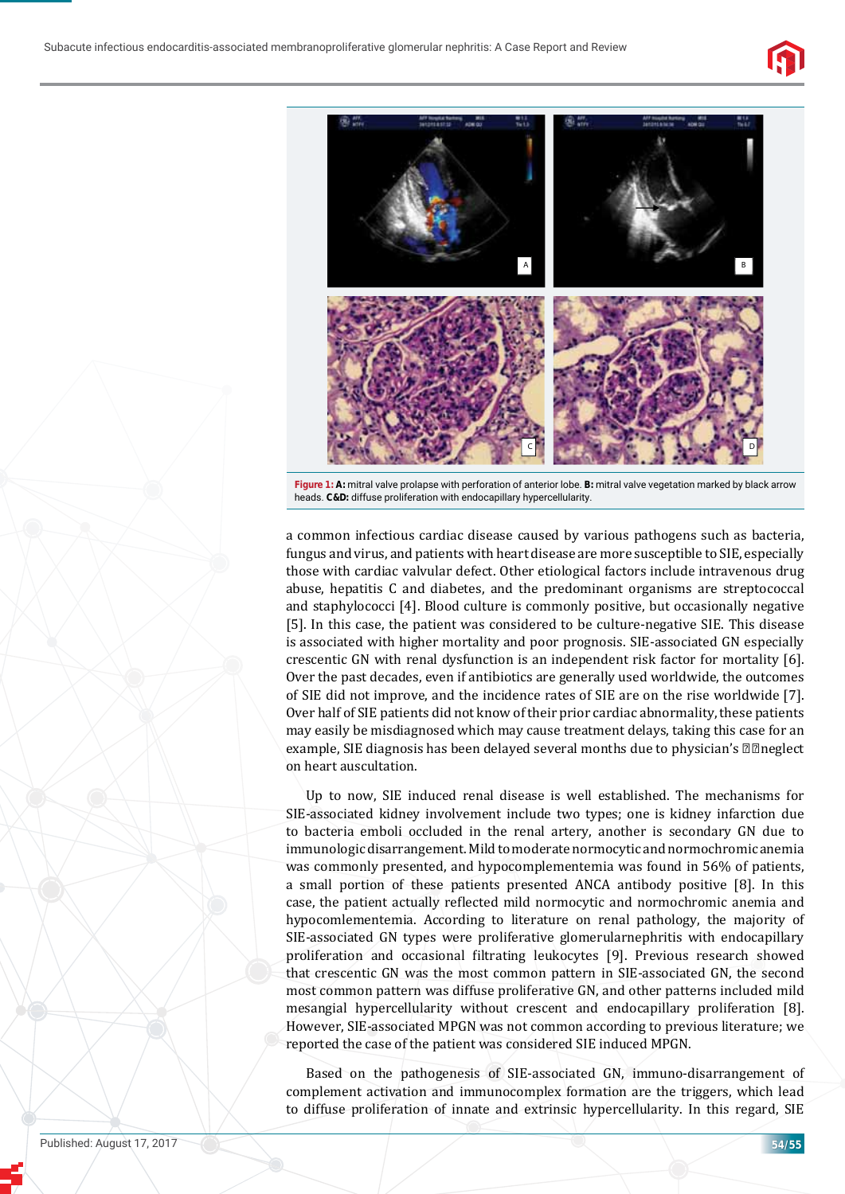**Figure 1: A:** mitral valve prolapse with perforation of anterior lobe. **B:** mitral valve vegetation marked by black arrow heads. **C&D:** diffuse proliferation with endocapillary hypercellularity.

a common infectious cardiac disease caused by various pathogens such as bacteria, fungus and virus, and patients with heart disease are more susceptible to SIE, especially those with cardiac valvular defect. Other etiological factors include intravenous drug abuse, hepatitis C and diabetes, and the predominant organisms are streptococcal and staphylococci [4]. Blood culture is commonly positive, but occasionally negative [5]. In this case, the patient was considered to be culture-negative SIE. This disease is associated with higher mortality and poor prognosis. SIE-associated GN especially crescentic GN with renal dysfunction is an independent risk factor for mortality [6]. Over the past decades, even if antibiotics are generally used worldwide, the outcomes of SIE did not improve, and the incidence rates of SIE are on the rise worldwide [7]. Over half of SIE patients did not know of their prior cardiac abnormality, these patients may easily be misdiagnosed which may cause treatment delays, taking this case for an example, SIE diagnosis has been delayed several months due to physician's neglect on heart auscultation.

Up to now, SIE induced renal disease is well established. The mechanisms for SIE-associated kidney involvement include two types; one is kidney infarction due to bacteria emboli occluded in the renal artery, another is secondary GN due to immunologic disarrangement. Mild to moderate normocytic and normochromic anemia was commonly presented, and hypocomplementemia was found in 56% of patients, a small portion of these patients presented ANCA antibody positive [8]. In this case, the patient actually reflected mild normocytic and normochromic anemia and hypocomlementemia. According to literature on renal pathology, the majority of SIE-associated GN types were proliferative glomerularnephritis with endocapillary proliferation and occasional filtrating leukocytes [9]. Previous research showed that crescentic GN was the most common pattern in SIE-associated GN, the second most common pattern was diffuse proliferative GN, and other patterns included mild mesangial hypercellularity without crescent and endocapillary proliferation [8]. However, SIE-associated MPGN was not common according to previous literature; we reported the case of the patient was considered SIE induced MPGN.

Based on the pathogenesis of SIE-associated GN, immuno-disarrangement of complement activation and immunocomplex formation are the triggers, which lead to diffuse proliferation of innate and extrinsic hypercellularity. In this regard, SIE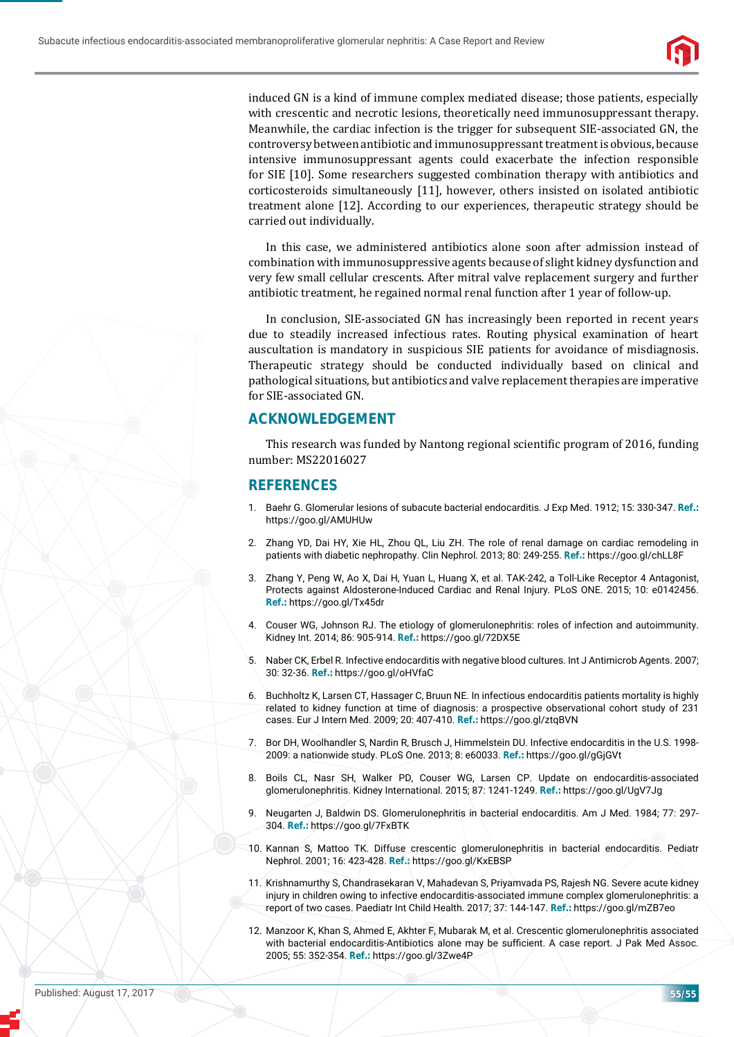induced GN is a kind of immune complex mediated disease; those patients, especially with crescentic and necrotic lesions, theoretically need immunosuppressant therapy. Meanwhile, the cardiac infection is the trigger for subsequent SIE-associated GN, the controversy between antibiotic and immunosuppressant treatment is obvious, because intensive immunosuppressant agents could exacerbate the infection responsible for SIE [10]. Some researchers suggested combination therapy with antibiotics and corticosteroids simultaneously [11], however, others insisted on isolated antibiotic treatment alone [12]. According to our experiences, therapeutic strategy should be carried out individually.

In this case, we administered antibiotics alone soon after admission instead of combination with immunosuppressive agents because of slight kidney dysfunction and very few small cellular crescents. After mitral valve replacement surgery and further antibiotic treatment, he regained normal renal function after 1 year of follow-up.

In conclusion, SIE-associated GN has increasingly been reported in recent years due to steadily increased infectious rates. Routing physical examination of heart auscultation is mandatory in suspicious SIE patients for avoidance of misdiagnosis. Therapeutic strategy should be conducted individually based on clinical and pathological situations, but antibiotics and valve replacement therapies are imperative for SIE-associated GN.

## ACKNOWLEDGEMENT

This research was funded by Nantong regional scientific program of 2016, funding number: MS22016027

## REFERENCES

1. Baehr G. Glomerular lesions of subacute bacterial endocarditis. J Exp Med. 1912; 15: 330-347. **Ref.:** https://goo.gl/AMUHUw
2. Zhang YD, Dai HY, Xie HL, Zhou QL, Liu ZH. The role of renal damage on cardiac remodeling in patients with diabetic nephropathy. Clin Nephrol. 2013; 80: 249-255. **Ref.:** https://goo.gl/chLL8F
3. Zhang Y, Peng W, Ao X, Dai H, Yuan L, Huang X, et al. TAK-242, a Toll-Like Receptor 4 Antagonist, Protects against Aldosterone-Induced Cardiac and Renal Injury. PLoS ONE. 2015; 10: e0142456. **Ref.:** https://goo.gl/Tx45dr
4. Couser WG, Johnson RJ. The etiology of glomerulonephritis: roles of infection and autoimmunity. Kidney Int. 2014; 86: 905-914. **Ref.:** https://goo.gl/72DX5E
5. Naber CK, Erbel R. Infective endocarditis with negative blood cultures. Int J Antimicrob Agents. 2007; 30: 32-36. **Ref.:** https://goo.gl/oHVfaC
6. Buchholtz K, Larsen CT, Hassager C, Bruun NE. In infectious endocarditis patients mortality is highly related to kidney function at time of diagnosis: a prospective observational cohort study of 231 cases. Eur J Intern Med. 2009; 20: 407-410. **Ref.:** https://goo.gl/ztqBVN
7. Bor DH, Woolhandler S, Nardin R, Brusch J, Himmelstein DU. Infective endocarditis in the U.S. 1998-2009: a nationwide study. PLoS One. 2013; 8: e60033. **Ref.:** https://goo.gl/gGjGVt
8. Boils CL, Nasr SH, Walker PD, Couser WG, Larsen CP. Update on endocarditis-associated glomerulonephritis. Kidney International. 2015; 87: 1241-1249. **Ref.:** https://goo.gl/UgV7Jg
9. Neugarten J, Baldwin DS. Glomerulonephritis in bacterial endocarditis. Am J Med. 1984; 77: 297-304. **Ref.:** https://goo.gl/7FxBTK
10. Kannan S, Mattoo TK. Diffuse crescentic glomerulonephritis in bacterial endocarditis. Pediatr Nephrol. 2001; 16: 423-428. **Ref.:** https://goo.gl/KxEBSP
11. Krishnamurthy S, Chandrasekaran V, Mahadevan S, Priyamvada PS, Rajesh NG. Severe acute kidney injury in children owing to infective endocarditis-associated immune complex glomerulonephritis: a report of two cases. Paediatr Int Child Health. 2017; 37: 144-147. **Ref.:** https://goo.gl/mZB7eo
12. Manzoor K, Khan S, Ahmed E, Akhter F, Mubarak M, et al. Crescentic glomerulonephritis associated with bacterial endocarditis-Antibiotics alone may be sufficient. A case report. J Pak Med Assoc. 2005; 55: 352-354. **Ref.:** https://goo.gl/3Zwe4P